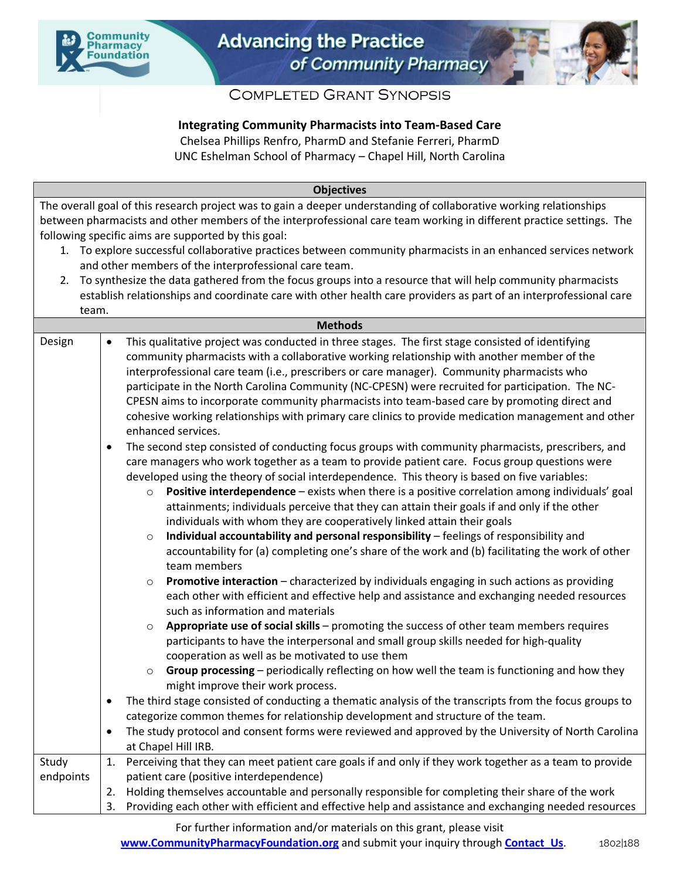# Completed Grant Synopsis

**Integrating Community Pharmacists into Team-Based Care**

Chelsea Phillips Renfro, PharmD and Stefanie Ferreri, PharmD

UNC Eshelman School of Pharmacy – Chapel Hill, North Carolina

## Objectives

The overall goal of this research project was to gain a deeper understanding of collaborative working relationships between pharmacists and other members of the interprofessional care team working in different practice settings. The following specific aims are supported by this goal:

1. To explore successful collaborative practices between community pharmacists in an enhanced services network and other members of the interprofessional care team.
2. To synthesize the data gathered from the focus groups into a resource that will help community pharmacists establish relationships and coordinate care with other health care providers as part of an interprofessional care team.

## Methods

**Design**

- This qualitative project was conducted in three stages. The first stage consisted of identifying community pharmacists with a collaborative working relationship with another member of the interprofessional care team (i.e., prescribers or care manager). Community pharmacists who participate in the North Carolina Community (NC-CPESN) were recruited for participation. The NC-CPESN aims to incorporate community pharmacists into team-based care by promoting direct and cohesive working relationships with primary care clinics to provide medication management and other enhanced services.
- The second step consisted of conducting focus groups with community pharmacists, prescribers, and care managers who work together as a team to provide patient care. Focus group questions were developed using the theory of social interdependence. This theory is based on five variables:
  - **Positive interdependence** – exists when there is a positive correlation among individuals' goal attainments; individuals perceive that they can attain their goals if and only if the other individuals with whom they are cooperatively linked attain their goals
  - **Individual accountability and personal responsibility** – feelings of responsibility and accountability for (a) completing one's share of the work and (b) facilitating the work of other team members
  - **Promotive interaction** – characterized by individuals engaging in such actions as providing each other with efficient and effective help and assistance and exchanging needed resources such as information and materials
  - **Appropriate use of social skills** – promoting the success of other team members requires participants to have the interpersonal and small group skills needed for high-quality cooperation as well as be motivated to use them
  - **Group processing** – periodically reflecting on how well the team is functioning and how they might improve their work process.
- The third stage consisted of conducting a thematic analysis of the transcripts from the focus groups to categorize common themes for relationship development and structure of the team.
- The study protocol and consent forms were reviewed and approved by the University of North Carolina at Chapel Hill IRB.

**Study endpoints**

1. Perceiving that they can meet patient care goals if and only if they work together as a team to provide patient care (positive interdependence)
2. Holding themselves accountable and personally responsible for completing their share of the work
3. Providing each other with efficient and effective help and assistance and exchanging needed resources

For further information and/or materials on this grant, please visit www.CommunityPharmacyFoundation.org and submit your inquiry through Contact Us.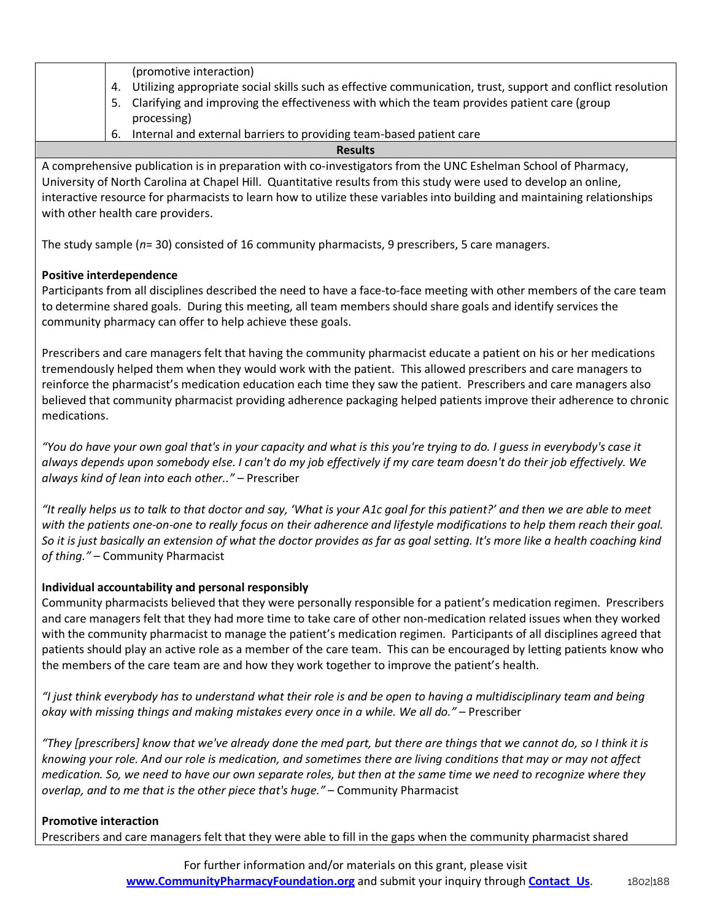| | (promotive interaction)<br>4. Utilizing appropriate social skills such as effective communication, trust, support and conflict resolution<br>5. Clarifying and improving the effectiveness with which the team provides patient care (group processing)<br>6. Internal and external barriers to providing team-based patient care |
|---|---|

**Results**

A comprehensive publication is in preparation with co-investigators from the UNC Eshelman School of Pharmacy, University of North Carolina at Chapel Hill. Quantitative results from this study were used to develop an online, interactive resource for pharmacists to learn how to utilize these variables into building and maintaining relationships with other health care providers.

The study sample (*n*= 30) consisted of 16 community pharmacists, 9 prescribers, 5 care managers.

**Positive interdependence**

Participants from all disciplines described the need to have a face-to-face meeting with other members of the care team to determine shared goals. During this meeting, all team members should share goals and identify services the community pharmacy can offer to help achieve these goals.

Prescribers and care managers felt that having the community pharmacist educate a patient on his or her medications tremendously helped them when they would work with the patient. This allowed prescribers and care managers to reinforce the pharmacist's medication education each time they saw the patient. Prescribers and care managers also believed that community pharmacist providing adherence packaging helped patients improve their adherence to chronic medications.

*"You do have your own goal that's in your capacity and what is this you're trying to do. I guess in everybody's case it always depends upon somebody else. I can't do my job effectively if my care team doesn't do their job effectively. We always kind of lean into each other.."* – Prescriber

*"It really helps us to talk to that doctor and say, 'What is your A1c goal for this patient?' and then we are able to meet with the patients one-on-one to really focus on their adherence and lifestyle modifications to help them reach their goal. So it is just basically an extension of what the doctor provides as far as goal setting. It's more like a health coaching kind of thing."* – Community Pharmacist

**Individual accountability and personal responsibly**

Community pharmacists believed that they were personally responsible for a patient's medication regimen. Prescribers and care managers felt that they had more time to take care of other non-medication related issues when they worked with the community pharmacist to manage the patient's medication regimen. Participants of all disciplines agreed that patients should play an active role as a member of the care team. This can be encouraged by letting patients know who the members of the care team are and how they work together to improve the patient's health.

*"I just think everybody has to understand what their role is and be open to having a multidisciplinary team and being okay with missing things and making mistakes every once in a while. We all do."* – Prescriber

*"They [prescribers] know that we've already done the med part, but there are things that we cannot do, so I think it is knowing your role. And our role is medication, and sometimes there are living conditions that may or may not affect medication. So, we need to have our own separate roles, but then at the same time we need to recognize where they overlap, and to me that is the other piece that's huge."* – Community Pharmacist

**Promotive interaction**

Prescribers and care managers felt that they were able to fill in the gaps when the community pharmacist shared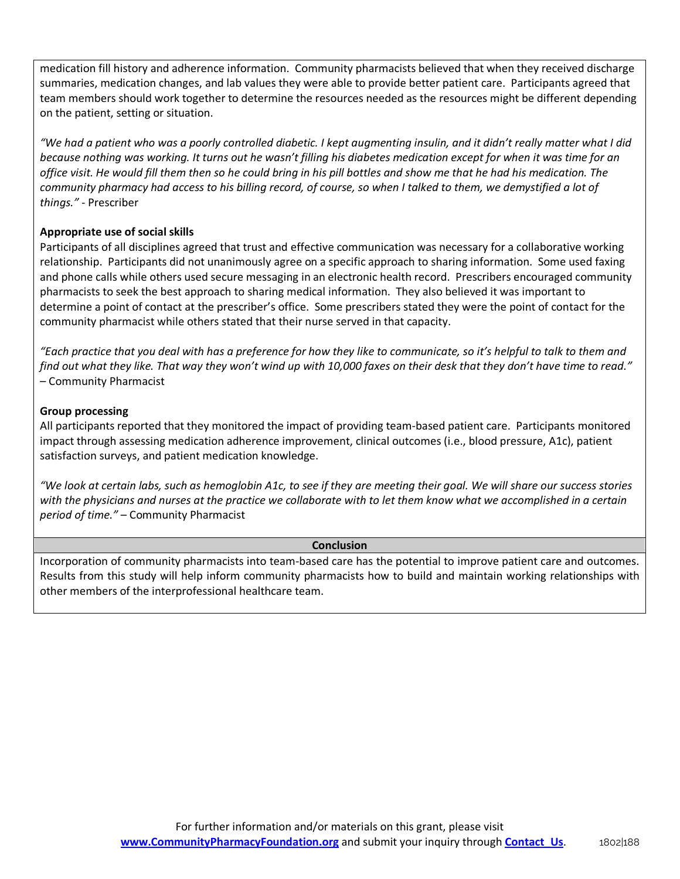medication fill history and adherence information. Community pharmacists believed that when they received discharge summaries, medication changes, and lab values they were able to provide better patient care. Participants agreed that team members should work together to determine the resources needed as the resources might be different depending on the patient, setting or situation.

*"We had a patient who was a poorly controlled diabetic. I kept augmenting insulin, and it didn't really matter what I did because nothing was working. It turns out he wasn't filling his diabetes medication except for when it was time for an office visit. He would fill them then so he could bring in his pill bottles and show me that he had his medication. The community pharmacy had access to his billing record, of course, so when I talked to them, we demystified a lot of things."* - Prescriber

**Appropriate use of social skills**

Participants of all disciplines agreed that trust and effective communication was necessary for a collaborative working relationship. Participants did not unanimously agree on a specific approach to sharing information. Some used faxing and phone calls while others used secure messaging in an electronic health record. Prescribers encouraged community pharmacists to seek the best approach to sharing medical information. They also believed it was important to determine a point of contact at the prescriber's office. Some prescribers stated they were the point of contact for the community pharmacist while others stated that their nurse served in that capacity.

*"Each practice that you deal with has a preference for how they like to communicate, so it's helpful to talk to them and find out what they like. That way they won't wind up with 10,000 faxes on their desk that they don't have time to read."* – Community Pharmacist

**Group processing**

All participants reported that they monitored the impact of providing team-based patient care. Participants monitored impact through assessing medication adherence improvement, clinical outcomes (i.e., blood pressure, A1c), patient satisfaction surveys, and patient medication knowledge.

*"We look at certain labs, such as hemoglobin A1c, to see if they are meeting their goal. We will share our success stories with the physicians and nurses at the practice we collaborate with to let them know what we accomplished in a certain period of time."* – Community Pharmacist

## Conclusion

Incorporation of community pharmacists into team-based care has the potential to improve patient care and outcomes. Results from this study will help inform community pharmacists how to build and maintain working relationships with other members of the interprofessional healthcare team.

For further information and/or materials on this grant, please visit **www.CommunityPharmacyFoundation.org** and submit your inquiry through **Contact Us**.